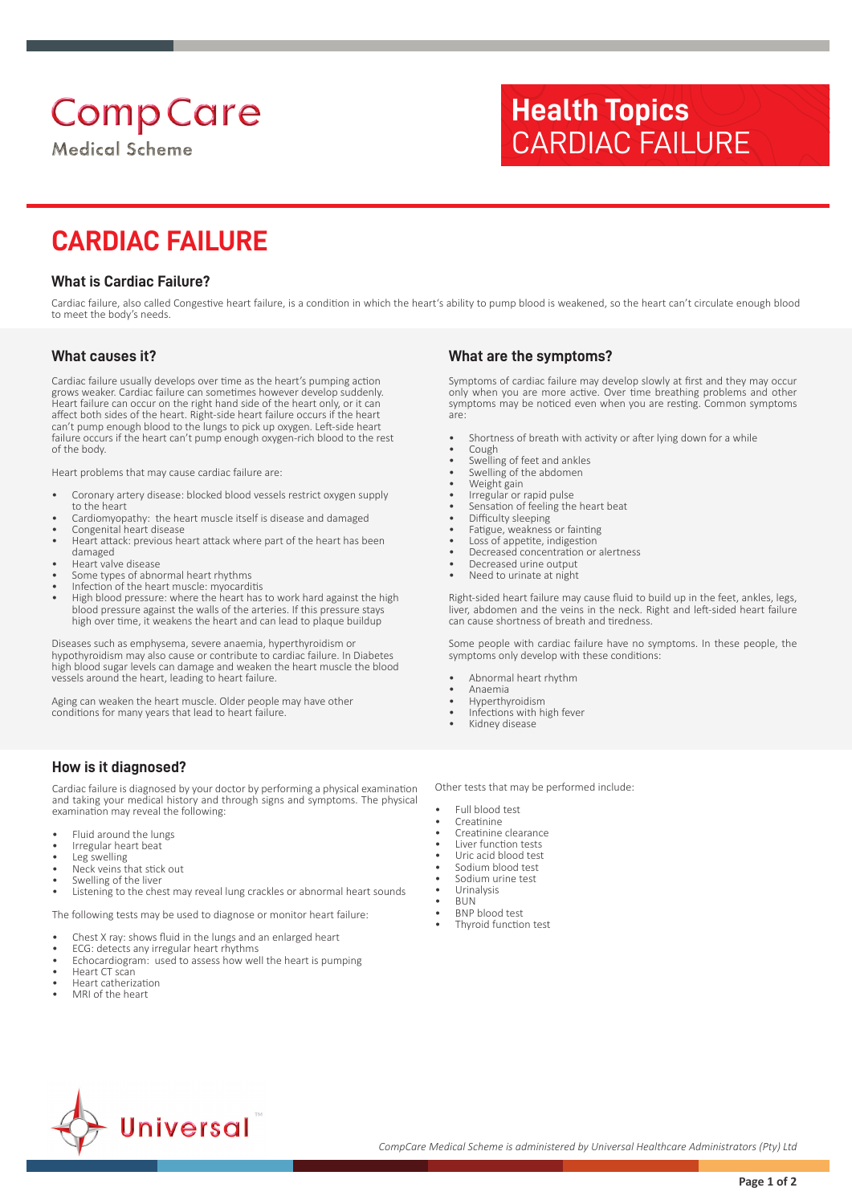CompCare
Medical Scheme

**Health Topics**
CARDIAC FAILURE

# CARDIAC FAILURE

### What is Cardiac Failure?

Cardiac failure, also called Congestive heart failure, is a condition in which the heart's ability to pump blood is weakened, so the heart can't circulate enough blood to meet the body's needs.

### What causes it?

Cardiac failure usually develops over time as the heart's pumping action grows weaker. Cardiac failure can sometimes however develop suddenly. Heart failure can occur on the right hand side of the heart only, or it can affect both sides of the heart. Right-side heart failure occurs if the heart can't pump enough blood to the lungs to pick up oxygen. Left-side heart failure occurs if the heart can't pump enough oxygen-rich blood to the rest of the body.

Heart problems that may cause cardiac failure are:

- Coronary artery disease: blocked blood vessels restrict oxygen supply to the heart
- Cardiomyopathy: the heart muscle itself is disease and damaged
- Congenital heart disease
- Heart attack: previous heart attack where part of the heart has been damaged
- Heart valve disease
- Some types of abnormal heart rhythms
- Infection of the heart muscle: myocarditis
- High blood pressure: where the heart has to work hard against the high blood pressure against the walls of the arteries. If this pressure stays high over time, it weakens the heart and can lead to plaque buildup

Diseases such as emphysema, severe anaemia, hyperthyroidism or hypothyroidism may also cause or contribute to cardiac failure. In Diabetes high blood sugar levels can damage and weaken the heart muscle the blood vessels around the heart, leading to heart failure.

Aging can weaken the heart muscle. Older people may have other conditions for many years that lead to heart failure.

### What are the symptoms?

Symptoms of cardiac failure may develop slowly at first and they may occur only when you are more active. Over time breathing problems and other symptoms may be noticed even when you are resting. Common symptoms are:

- Shortness of breath with activity or after lying down for a while
- Cough
- Swelling of feet and ankles
- Swelling of the abdomen
- Weight gain
- Irregular or rapid pulse
- Sensation of feeling the heart beat
- Difficulty sleeping
- Fatigue, weakness or fainting
- Loss of appetite, indigestion
- Decreased concentration or alertness
- Decreased urine output
- Need to urinate at night

Right-sided heart failure may cause fluid to build up in the feet, ankles, legs, liver, abdomen and the veins in the neck. Right and left-sided heart failure can cause shortness of breath and tiredness.

Some people with cardiac failure have no symptoms. In these people, the symptoms only develop with these conditions:

- Abnormal heart rhythm
- Anaemia
- Hyperthyroidism
- Infections with high fever
- Kidney disease

### How is it diagnosed?

Cardiac failure is diagnosed by your doctor by performing a physical examination and taking your medical history and through signs and symptoms. The physical examination may reveal the following:

- Fluid around the lungs
- Irregular heart beat
- Leg swelling
- Neck veins that stick out
- Swelling of the liver
- Listening to the chest may reveal lung crackles or abnormal heart sounds

The following tests may be used to diagnose or monitor heart failure:

- Chest X ray: shows fluid in the lungs and an enlarged heart
- ECG: detects any irregular heart rhythms
- Echocardiogram: used to assess how well the heart is pumping
- Heart CT scan
- Heart catherization
- MRI of the heart

Other tests that may be performed include:

- Full blood test
- Creatinine
- Creatinine clearance
- Liver function tests
- Uric acid blood test
- Sodium blood test
- Sodium urine test
- Urinalysis
- BUN
- BNP blood test
- Thyroid function test

Universal™

*CompCare Medical Scheme is administered by Universal Healthcare Administrators (Pty) Ltd*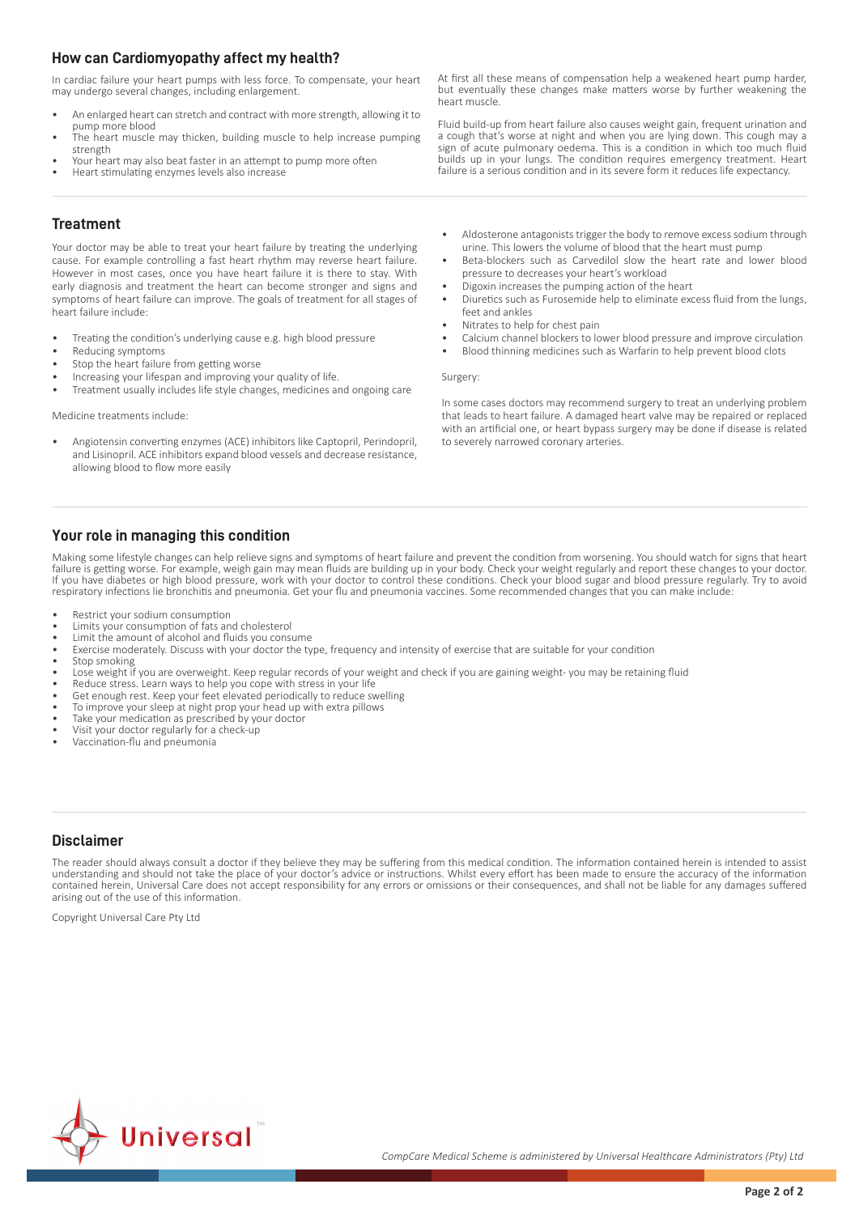## How can Cardiomyopathy affect my health?

In cardiac failure your heart pumps with less force. To compensate, your heart may undergo several changes, including enlargement.

- An enlarged heart can stretch and contract with more strength, allowing it to pump more blood
- The heart muscle may thicken, building muscle to help increase pumping strength
- Your heart may also beat faster in an attempt to pump more often
- Heart stimulating enzymes levels also increase

At first all these means of compensation help a weakened heart pump harder, but eventually these changes make matters worse by further weakening the heart muscle.

Fluid build-up from heart failure also causes weight gain, frequent urination and a cough that's worse at night and when you are lying down. This cough may a sign of acute pulmonary oedema. This is a condition in which too much fluid builds up in your lungs. The condition requires emergency treatment. Heart failure is a serious condition and in its severe form it reduces life expectancy.

## Treatment

Your doctor may be able to treat your heart failure by treating the underlying cause. For example controlling a fast heart rhythm may reverse heart failure. However in most cases, once you have heart failure it is there to stay. With early diagnosis and treatment the heart can become stronger and signs and symptoms of heart failure can improve. The goals of treatment for all stages of heart failure include:

- Treating the condition's underlying cause e.g. high blood pressure
- Reducing symptoms
- Stop the heart failure from getting worse
- Increasing your lifespan and improving your quality of life.
- Treatment usually includes life style changes, medicines and ongoing care

Medicine treatments include:

- Angiotensin converting enzymes (ACE) inhibitors like Captopril, Perindopril, and Lisinopril. ACE inhibitors expand blood vessels and decrease resistance, allowing blood to flow more easily
- Aldosterone antagonists trigger the body to remove excess sodium through urine. This lowers the volume of blood that the heart must pump
- Beta-blockers such as Carvedilol slow the heart rate and lower blood pressure to decreases your heart's workload
- Digoxin increases the pumping action of the heart
- Diuretics such as Furosemide help to eliminate excess fluid from the lungs, feet and ankles
- Nitrates to help for chest pain
- Calcium channel blockers to lower blood pressure and improve circulation
- Blood thinning medicines such as Warfarin to help prevent blood clots

Surgery:

In some cases doctors may recommend surgery to treat an underlying problem that leads to heart failure. A damaged heart valve may be repaired or replaced with an artificial one, or heart bypass surgery may be done if disease is related to severely narrowed coronary arteries.

## Your role in managing this condition

Making some lifestyle changes can help relieve signs and symptoms of heart failure and prevent the condition from worsening. You should watch for signs that heart failure is getting worse. For example, weigh gain may mean fluids are building up in your body. Check your weight regularly and report these changes to your doctor. If you have diabetes or high blood pressure, work with your doctor to control these conditions. Check your blood sugar and blood pressure regularly. Try to avoid respiratory infections lie bronchitis and pneumonia. Get your flu and pneumonia vaccines. Some recommended changes that you can make include:

- Restrict your sodium consumption
- Limits your consumption of fats and cholesterol
- Limit the amount of alcohol and fluids you consume
- Exercise moderately. Discuss with your doctor the type, frequency and intensity of exercise that are suitable for your condition
- Stop smoking
- Lose weight if you are overweight. Keep regular records of your weight and check if you are gaining weight- you may be retaining fluid
- Reduce stress. Learn ways to help you cope with stress in your life
- Get enough rest. Keep your feet elevated periodically to reduce swelling
- To improve your sleep at night prop your head up with extra pillows
- Take your medication as prescribed by your doctor
- Visit your doctor regularly for a check-up
- Vaccination-flu and pneumonia

## Disclaimer

The reader should always consult a doctor if they believe they may be suffering from this medical condition. The information contained herein is intended to assist understanding and should not take the place of your doctor's advice or instructions. Whilst every effort has been made to ensure the accuracy of the information contained herein, Universal Care does not accept responsibility for any errors or omissions or their consequences, and shall not be liable for any damages suffered arising out of the use of this information.

Copyright Universal Care Pty Ltd

Universal™

*CompCare Medical Scheme is administered by Universal Healthcare Administrators (Pty) Ltd*